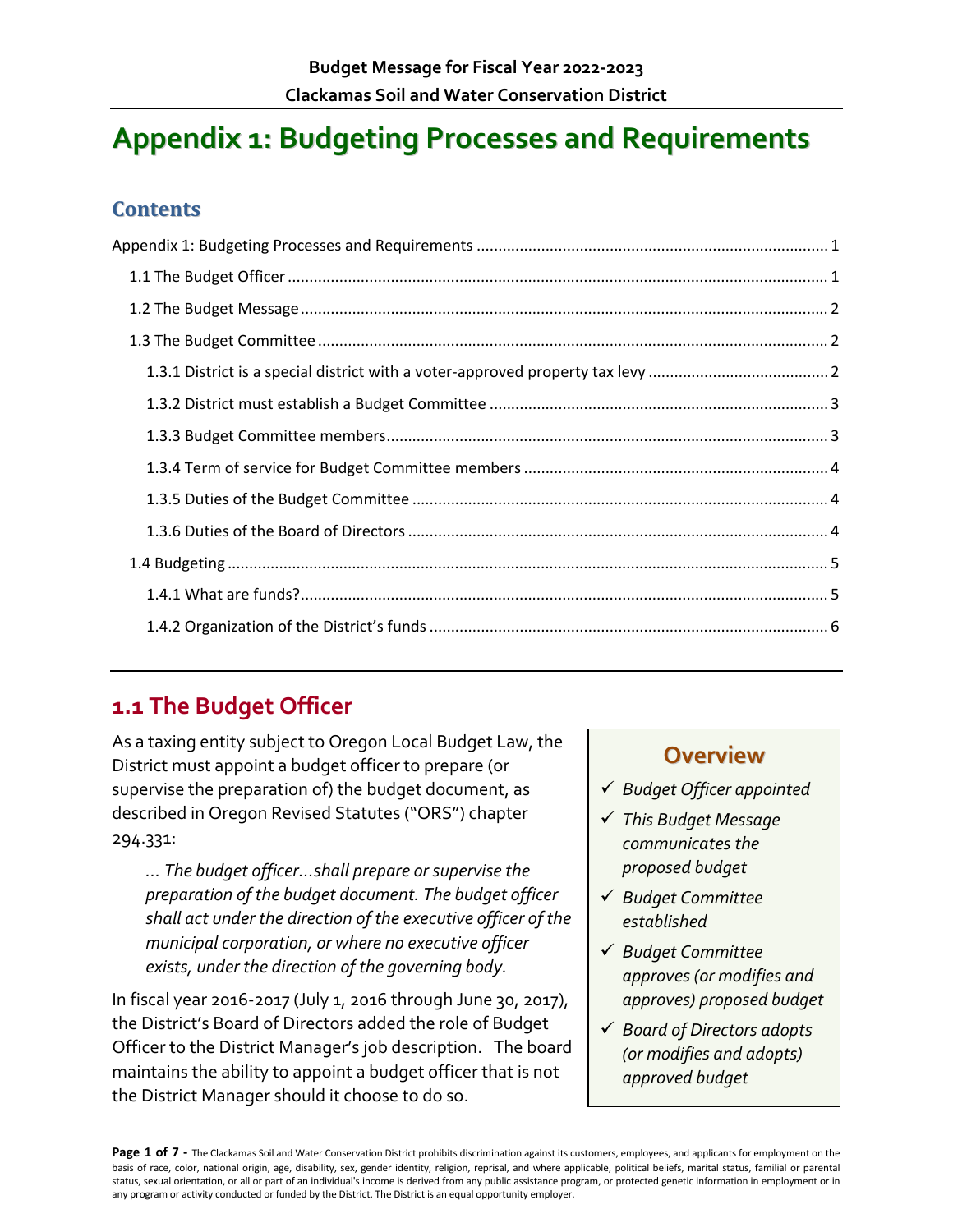Budget Message for Fiscal Year 2022-2023

Clackamas Soil and Water Conservation District

# Appendix 1: Budgeting Processes and Requirements

## Contents

- Appendix 1: Budgeting Processes and Requirements ........ 1
  - 1.1 The Budget Officer ........ 1
  - 1.2 The Budget Message ........ 2
  - 1.3 The Budget Committee ........ 2
    - 1.3.1 District is a special district with a voter-approved property tax levy ........ 2
    - 1.3.2 District must establish a Budget Committee ........ 3
    - 1.3.3 Budget Committee members ........ 3
    - 1.3.4 Term of service for Budget Committee members ........ 4
    - 1.3.5 Duties of the Budget Committee ........ 4
    - 1.3.6 Duties of the Board of Directors ........ 4
  - 1.4 Budgeting ........ 5
    - 1.4.1 What are funds? ........ 5
    - 1.4.2 Organization of the District's funds ........ 6

## 1.1 The Budget Officer

As a taxing entity subject to Oregon Local Budget Law, the District must appoint a budget officer to prepare (or supervise the preparation of) the budget document, as described in Oregon Revised Statutes ("ORS") chapter 294.331:

> *… The budget officer…shall prepare or supervise the preparation of the budget document. The budget officer shall act under the direction of the executive officer of the municipal corporation, or where no executive officer exists, under the direction of the governing body.*

In fiscal year 2016-2017 (July 1, 2016 through June 30, 2017), the District's Board of Directors added the role of Budget Officer to the District Manager's job description. The board maintains the ability to appoint a budget officer that is not the District Manager should it choose to do so.

**Overview**

- ✓ *Budget Officer appointed*
- ✓ *This Budget Message communicates the proposed budget*
- ✓ *Budget Committee established*
- ✓ *Budget Committee approves (or modifies and approves) proposed budget*
- ✓ *Board of Directors adopts (or modifies and adopts) approved budget*

The Clackamas Soil and Water Conservation District prohibits discrimination against its customers, employees, and applicants for employment on the basis of race, color, national origin, age, disability, sex, gender identity, religion, reprisal, and where applicable, political beliefs, marital status, familial or parental status, sexual orientation, or all or part of an individual's income is derived from any public assistance program, or protected genetic information in employment or in any program or activity conducted or funded by the District. The District is an equal opportunity employer.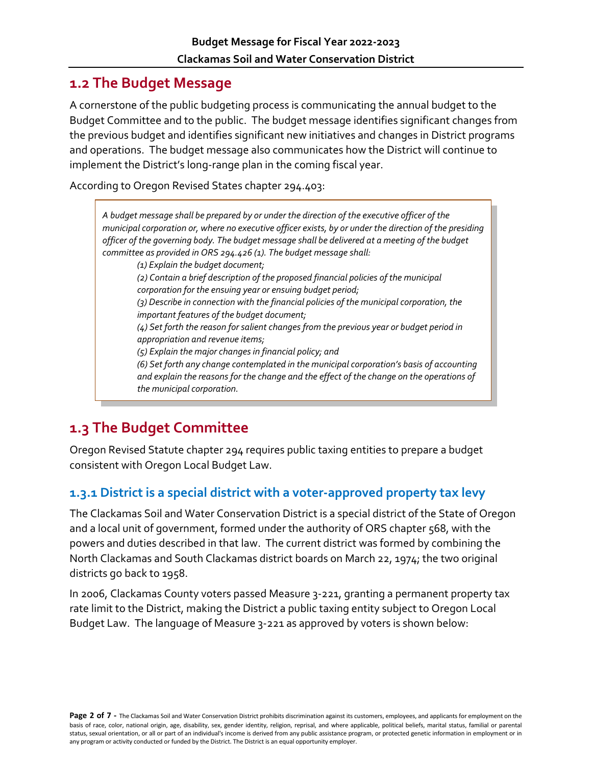## 1.2 The Budget Message

A cornerstone of the public budgeting process is communicating the annual budget to the Budget Committee and to the public. The budget message identifies significant changes from the previous budget and identifies significant new initiatives and changes in District programs and operations. The budget message also communicates how the District will continue to implement the District's long-range plan in the coming fiscal year.

According to Oregon Revised States chapter 294.403:

> *A budget message shall be prepared by or under the direction of the executive officer of the municipal corporation or, where no executive officer exists, by or under the direction of the presiding officer of the governing body. The budget message shall be delivered at a meeting of the budget committee as provided in ORS 294.426 (1). The budget message shall:*
>
> *(1) Explain the budget document;*
>
> *(2) Contain a brief description of the proposed financial policies of the municipal corporation for the ensuing year or ensuing budget period;*
>
> *(3) Describe in connection with the financial policies of the municipal corporation, the important features of the budget document;*
>
> *(4) Set forth the reason for salient changes from the previous year or budget period in appropriation and revenue items;*
>
> *(5) Explain the major changes in financial policy; and*
>
> *(6) Set forth any change contemplated in the municipal corporation's basis of accounting and explain the reasons for the change and the effect of the change on the operations of the municipal corporation.*

## 1.3 The Budget Committee

Oregon Revised Statute chapter 294 requires public taxing entities to prepare a budget consistent with Oregon Local Budget Law.

### 1.3.1 District is a special district with a voter-approved property tax levy

The Clackamas Soil and Water Conservation District is a special district of the State of Oregon and a local unit of government, formed under the authority of ORS chapter 568, with the powers and duties described in that law. The current district was formed by combining the North Clackamas and South Clackamas district boards on March 22, 1974; the two original districts go back to 1958.

In 2006, Clackamas County voters passed Measure 3-221, granting a permanent property tax rate limit to the District, making the District a public taxing entity subject to Oregon Local Budget Law. The language of Measure 3-221 as approved by voters is shown below: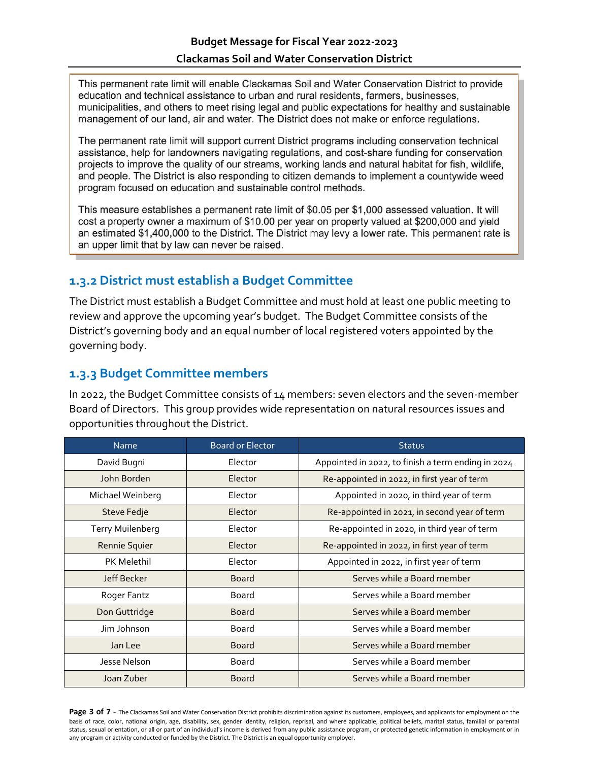This permanent rate limit will enable Clackamas Soil and Water Conservation District to provide education and technical assistance to urban and rural residents, farmers, businesses, municipalities, and others to meet rising legal and public expectations for healthy and sustainable management of our land, air and water. The District does not make or enforce regulations.

The permanent rate limit will support current District programs including conservation technical assistance, help for landowners navigating regulations, and cost-share funding for conservation projects to improve the quality of our streams, working lands and natural habitat for fish, wildlife, and people. The District is also responding to citizen demands to implement a countywide weed program focused on education and sustainable control methods.

This measure establishes a permanent rate limit of $0.05 per $1,000 assessed valuation. It will cost a property owner a maximum of $10.00 per year on property valued at $200,000 and yield an estimated $1,400,000 to the District. The District may levy a lower rate. This permanent rate is an upper limit that by law can never be raised.

### 1.3.2 District must establish a Budget Committee

The District must establish a Budget Committee and must hold at least one public meeting to review and approve the upcoming year's budget. The Budget Committee consists of the District's governing body and an equal number of local registered voters appointed by the governing body.

### 1.3.3 Budget Committee members

In 2022, the Budget Committee consists of 14 members: seven electors and the seven-member Board of Directors. This group provides wide representation on natural resources issues and opportunities throughout the District.

| Name | Board or Elector | Status |
|---|---|---|
| David Bugni | Elector | Appointed in 2022, to finish a term ending in 2024 |
| John Borden | Elector | Re-appointed in 2022, in first year of term |
| Michael Weinberg | Elector | Appointed in 2020, in third year of term |
| Steve Fedje | Elector | Re-appointed in 2021, in second year of term |
| Terry Muilenberg | Elector | Re-appointed in 2020, in third year of term |
| Rennie Squier | Elector | Re-appointed in 2022, in first year of term |
| PK Melethil | Elector | Appointed in 2022, in first year of term |
| Jeff Becker | Board | Serves while a Board member |
| Roger Fantz | Board | Serves while a Board member |
| Don Guttridge | Board | Serves while a Board member |
| Jim Johnson | Board | Serves while a Board member |
| Jan Lee | Board | Serves while a Board member |
| Jesse Nelson | Board | Serves while a Board member |
| Joan Zuber | Board | Serves while a Board member |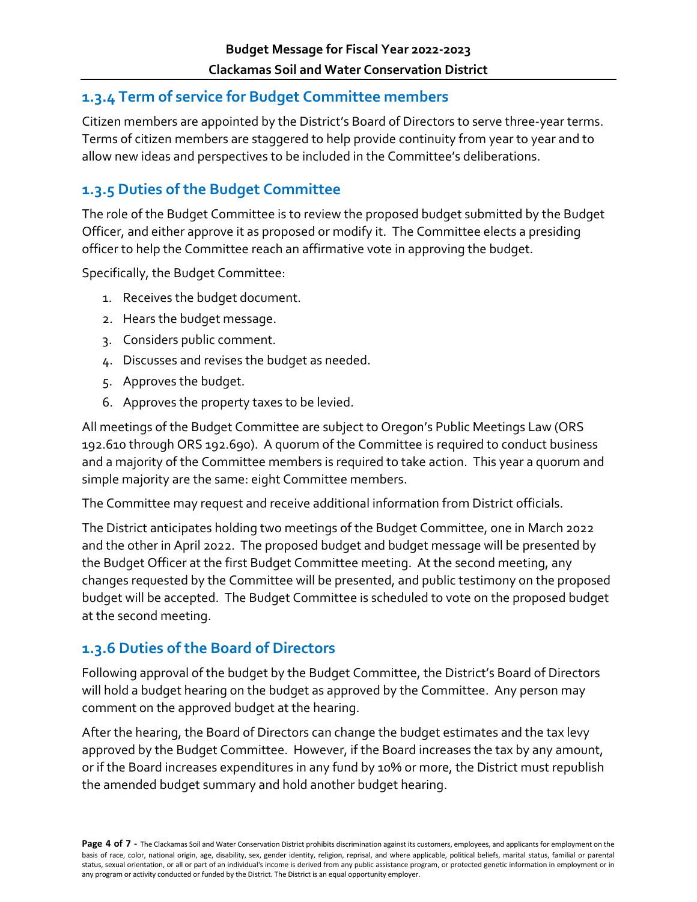### 1.3.4 Term of service for Budget Committee members

Citizen members are appointed by the District's Board of Directors to serve three-year terms. Terms of citizen members are staggered to help provide continuity from year to year and to allow new ideas and perspectives to be included in the Committee's deliberations.

### 1.3.5 Duties of the Budget Committee

The role of the Budget Committee is to review the proposed budget submitted by the Budget Officer, and either approve it as proposed or modify it. The Committee elects a presiding officer to help the Committee reach an affirmative vote in approving the budget.

Specifically, the Budget Committee:

1. Receives the budget document.
2. Hears the budget message.
3. Considers public comment.
4. Discusses and revises the budget as needed.
5. Approves the budget.
6. Approves the property taxes to be levied.

All meetings of the Budget Committee are subject to Oregon's Public Meetings Law (ORS 192.610 through ORS 192.690). A quorum of the Committee is required to conduct business and a majority of the Committee members is required to take action. This year a quorum and simple majority are the same: eight Committee members.

The Committee may request and receive additional information from District officials.

The District anticipates holding two meetings of the Budget Committee, one in March 2022 and the other in April 2022. The proposed budget and budget message will be presented by the Budget Officer at the first Budget Committee meeting. At the second meeting, any changes requested by the Committee will be presented, and public testimony on the proposed budget will be accepted. The Budget Committee is scheduled to vote on the proposed budget at the second meeting.

### 1.3.6 Duties of the Board of Directors

Following approval of the budget by the Budget Committee, the District's Board of Directors will hold a budget hearing on the budget as approved by the Committee. Any person may comment on the approved budget at the hearing.

After the hearing, the Board of Directors can change the budget estimates and the tax levy approved by the Budget Committee. However, if the Board increases the tax by any amount, or if the Board increases expenditures in any fund by 10% or more, the District must republish the amended budget summary and hold another budget hearing.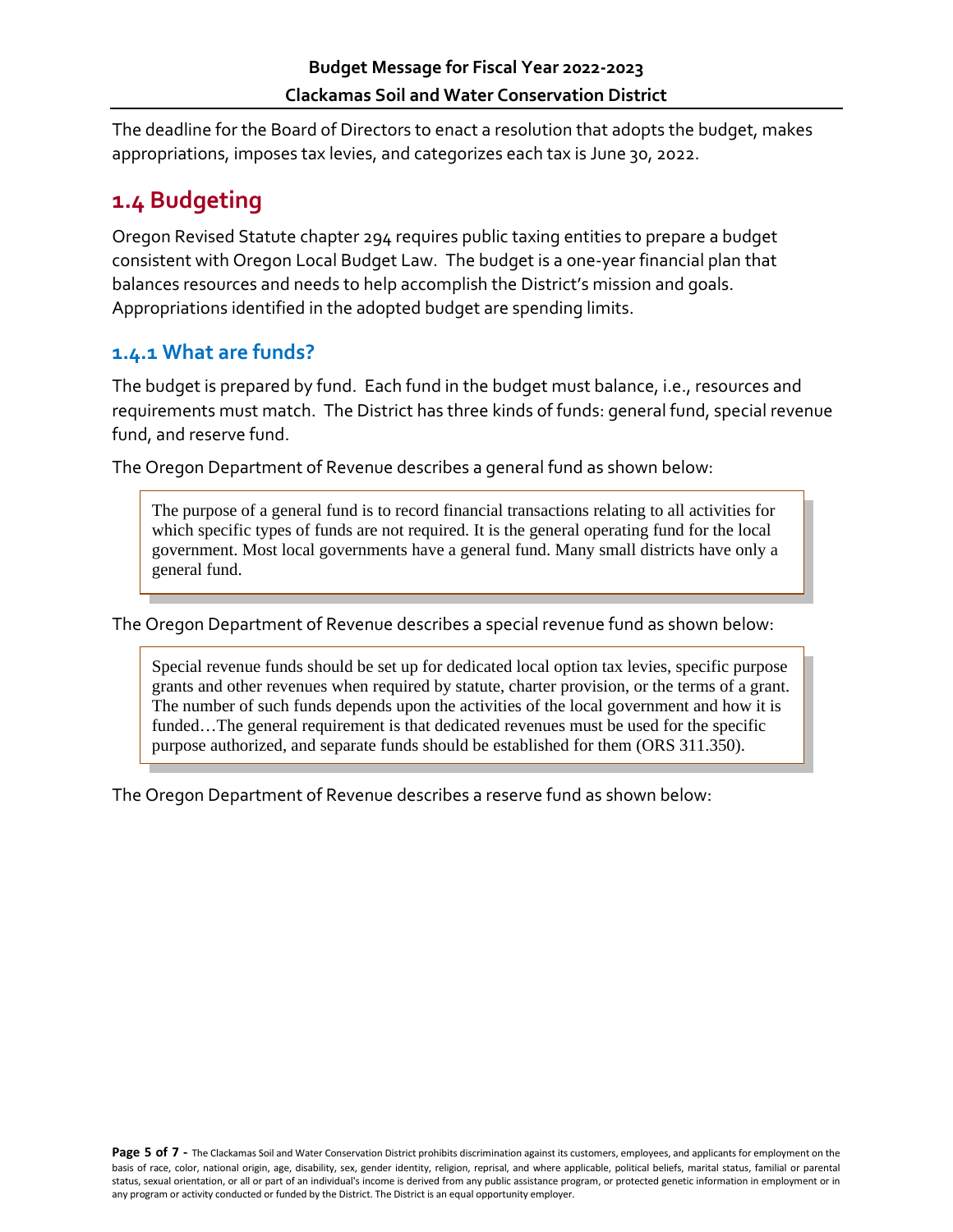The deadline for the Board of Directors to enact a resolution that adopts the budget, makes appropriations, imposes tax levies, and categorizes each tax is June 30, 2022.

## 1.4 Budgeting

Oregon Revised Statute chapter 294 requires public taxing entities to prepare a budget consistent with Oregon Local Budget Law. The budget is a one-year financial plan that balances resources and needs to help accomplish the District's mission and goals. Appropriations identified in the adopted budget are spending limits.

### 1.4.1 What are funds?

The budget is prepared by fund. Each fund in the budget must balance, i.e., resources and requirements must match. The District has three kinds of funds: general fund, special revenue fund, and reserve fund.

The Oregon Department of Revenue describes a general fund as shown below:

> The purpose of a general fund is to record financial transactions relating to all activities for which specific types of funds are not required. It is the general operating fund for the local government. Most local governments have a general fund. Many small districts have only a general fund.

The Oregon Department of Revenue describes a special revenue fund as shown below:

> Special revenue funds should be set up for dedicated local option tax levies, specific purpose grants and other revenues when required by statute, charter provision, or the terms of a grant. The number of such funds depends upon the activities of the local government and how it is funded…The general requirement is that dedicated revenues must be used for the specific purpose authorized, and separate funds should be established for them (ORS 311.350).

The Oregon Department of Revenue describes a reserve fund as shown below: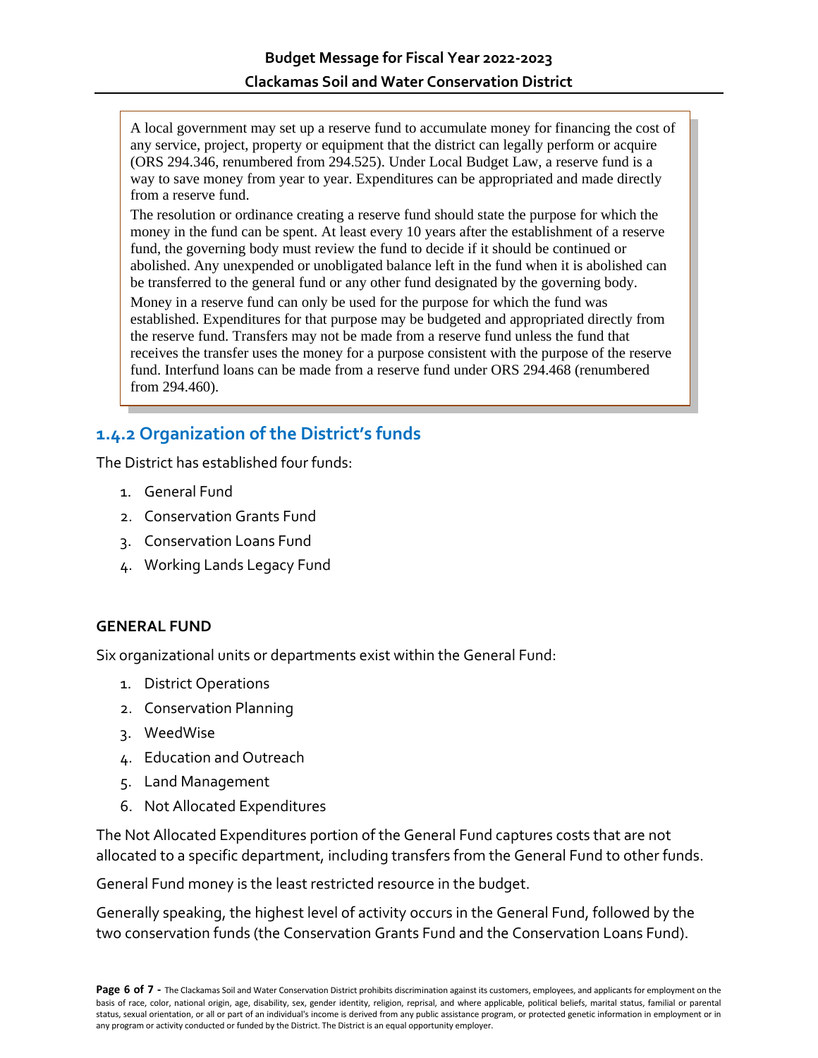> A local government may set up a reserve fund to accumulate money for financing the cost of any service, project, property or equipment that the district can legally perform or acquire (ORS 294.346, renumbered from 294.525). Under Local Budget Law, a reserve fund is a way to save money from year to year. Expenditures can be appropriated and made directly from a reserve fund.
>
> The resolution or ordinance creating a reserve fund should state the purpose for which the money in the fund can be spent. At least every 10 years after the establishment of a reserve fund, the governing body must review the fund to decide if it should be continued or abolished. Any unexpended or unobligated balance left in the fund when it is abolished can be transferred to the general fund or any other fund designated by the governing body.
>
> Money in a reserve fund can only be used for the purpose for which the fund was established. Expenditures for that purpose may be budgeted and appropriated directly from the reserve fund. Transfers may not be made from a reserve fund unless the fund that receives the transfer uses the money for a purpose consistent with the purpose of the reserve fund. Interfund loans can be made from a reserve fund under ORS 294.468 (renumbered from 294.460).

## 1.4.2 Organization of the District's funds

The District has established four funds:

1. General Fund
2. Conservation Grants Fund
3. Conservation Loans Fund
4. Working Lands Legacy Fund

**GENERAL FUND**

Six organizational units or departments exist within the General Fund:

1. District Operations
2. Conservation Planning
3. WeedWise
4. Education and Outreach
5. Land Management
6. Not Allocated Expenditures

The Not Allocated Expenditures portion of the General Fund captures costs that are not allocated to a specific department, including transfers from the General Fund to other funds.

General Fund money is the least restricted resource in the budget.

Generally speaking, the highest level of activity occurs in the General Fund, followed by the two conservation funds (the Conservation Grants Fund and the Conservation Loans Fund).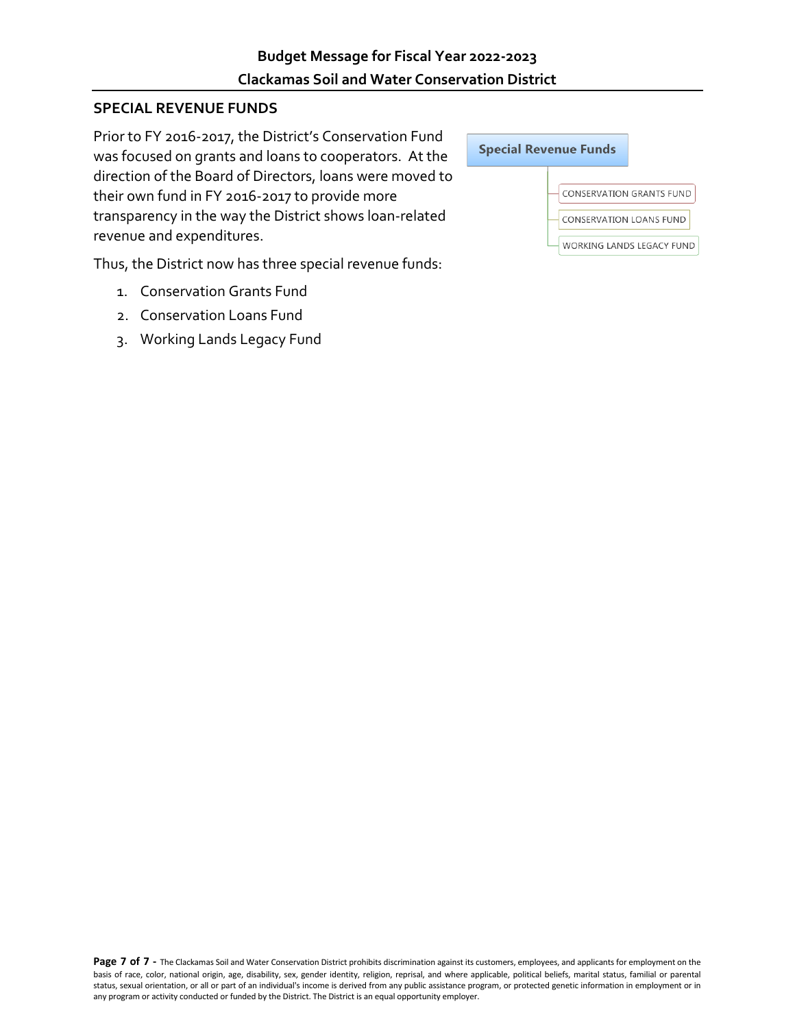## SPECIAL REVENUE FUNDS

Prior to FY 2016-2017, the District's Conservation Fund was focused on grants and loans to cooperators. At the direction of the Board of Directors, loans were moved to their own fund in FY 2016-2017 to provide more transparency in the way the District shows loan-related revenue and expenditures.

Special Revenue Funds

CONSERVATION GRANTS FUND

CONSERVATION LOANS FUND

WORKING LANDS LEGACY FUND

Thus, the District now has three special revenue funds:

1. Conservation Grants Fund
2. Conservation Loans Fund
3. Working Lands Legacy Fund

The Clackamas Soil and Water Conservation District prohibits discrimination against its customers, employees, and applicants for employment on the basis of race, color, national origin, age, disability, sex, gender identity, religion, reprisal, and where applicable, political beliefs, marital status, familial or parental status, sexual orientation, or all or part of an individual's income is derived from any public assistance program, or protected genetic information in employment or in any program or activity conducted or funded by the District. The District is an equal opportunity employer.